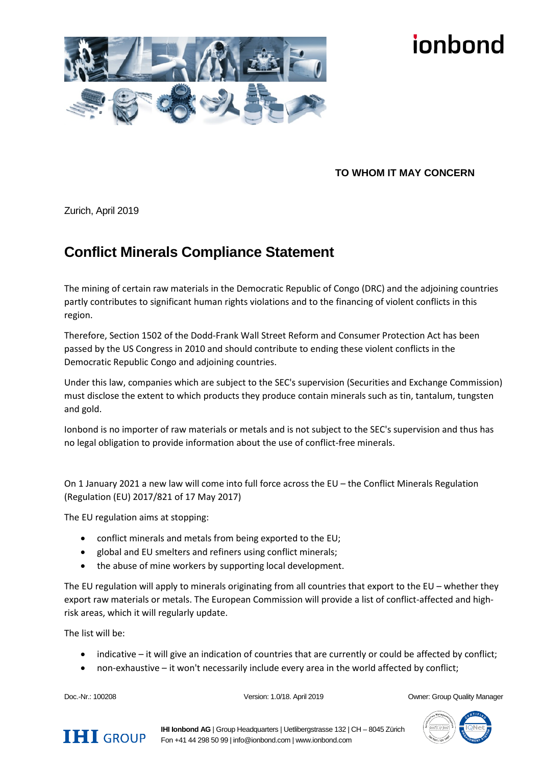**TO WHOM IT MAY CONCERN**

Zurich, April 2019

# Conflict Minerals Compliance Statement

The mining of certain raw materials in the Democratic Republic of Congo (DRC) and the adjoining countries partly contributes to significant human rights violations and to the financing of violent conflicts in this region.

Therefore, Section 1502 of the Dodd-Frank Wall Street Reform and Consumer Protection Act has been passed by the US Congress in 2010 and should contribute to ending these violent conflicts in the Democratic Republic Congo and adjoining countries.

Under this law, companies which are subject to the SEC's supervision (Securities and Exchange Commission) must disclose the extent to which products they produce contain minerals such as tin, tantalum, tungsten and gold.

Ionbond is no importer of raw materials or metals and is not subject to the SEC's supervision and thus has no legal obligation to provide information about the use of conflict-free minerals.

On 1 January 2021 a new law will come into full force across the EU – the Conflict Minerals Regulation (Regulation (EU) 2017/821 of 17 May 2017)

The EU regulation aims at stopping:

- conflict minerals and metals from being exported to the EU;
- global and EU smelters and refiners using conflict minerals;
- the abuse of mine workers by supporting local development.

The EU regulation will apply to minerals originating from all countries that export to the EU – whether they export raw materials or metals. The European Commission will provide a list of conflict-affected and high-risk areas, which it will regularly update.

The list will be:

- indicative – it will give an indication of countries that are currently or could be affected by conflict;
- non-exhaustive – it won't necessarily include every area in the world affected by conflict;

Doc.-Nr.: 100208 Version: 1.0/18. April 2019 Owner: Group Quality Manager

**IHI Ionbond AG** | Group Headquarters | Uetlibergstrasse 132 | CH – 8045 Zürich
Fon +41 44 298 50 99 | info@ionbond.com | www.ionbond.com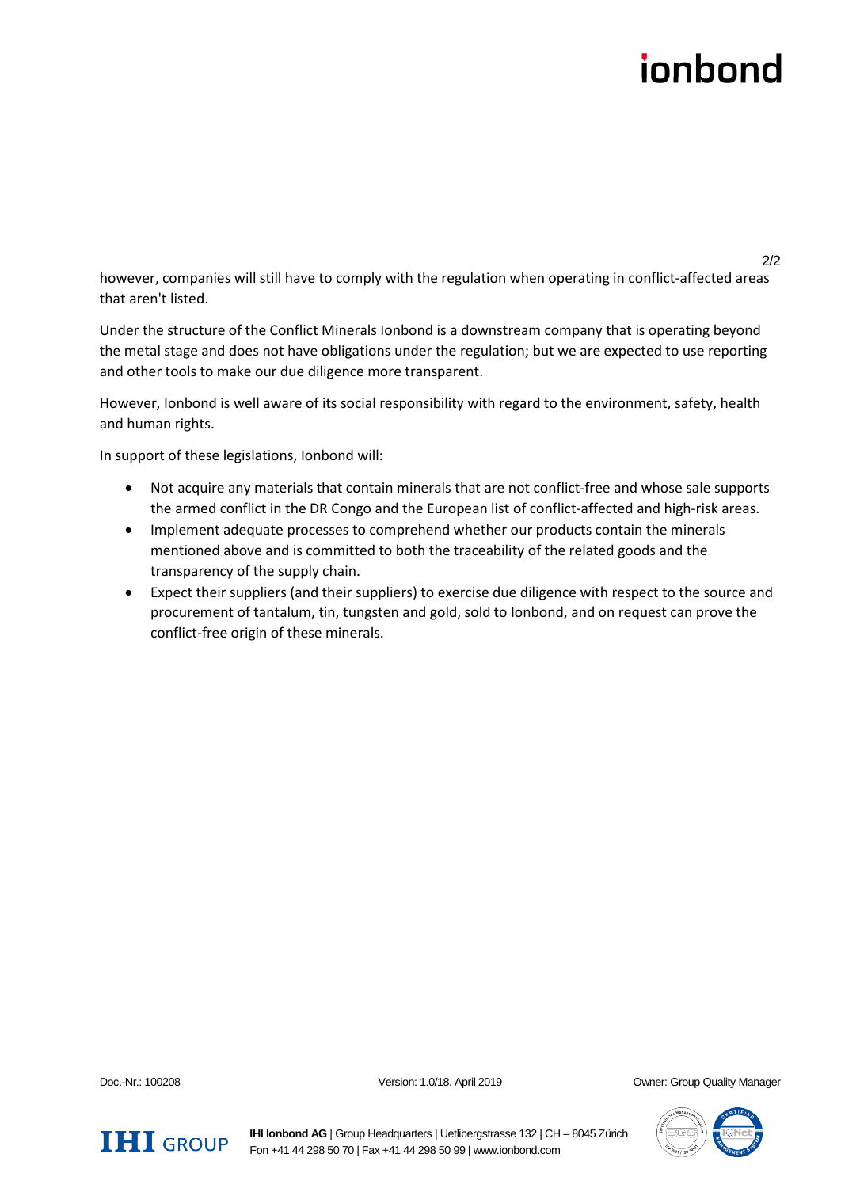however, companies will still have to comply with the regulation when operating in conflict-affected areas that aren't listed.

Under the structure of the Conflict Minerals Ionbond is a downstream company that is operating beyond the metal stage and does not have obligations under the regulation; but we are expected to use reporting and other tools to make our due diligence more transparent.

However, Ionbond is well aware of its social responsibility with regard to the environment, safety, health and human rights.

In support of these legislations, Ionbond will:

- Not acquire any materials that contain minerals that are not conflict-free and whose sale supports the armed conflict in the DR Congo and the European list of conflict-affected and high-risk areas.
- Implement adequate processes to comprehend whether our products contain the minerals mentioned above and is committed to both the traceability of the related goods and the transparency of the supply chain.
- Expect their suppliers (and their suppliers) to exercise due diligence with respect to the source and procurement of tantalum, tin, tungsten and gold, sold to Ionbond, and on request can prove the conflict-free origin of these minerals.